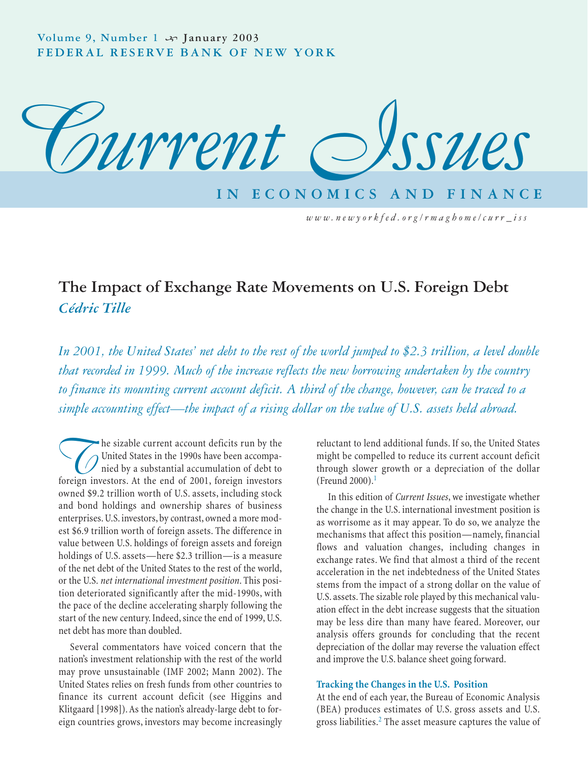Volume 9, Number 1 January 2003
FEDERAL RESERVE BANK OF NEW YORK

# Current Issues

IN ECONOMICS AND FINANCE

www.newyorkfed.org/rmaghome/curr_iss

## The Impact of Exchange Rate Movements on U.S. Foreign Debt

*Cédric Tille*

*In 2001, the United States' net debt to the rest of the world jumped to $2.3 trillion, a level double that recorded in 1999. Much of the increase reflects the new borrowing undertaken by the country to finance its mounting current account deficit. A third of the change, however, can be traced to a simple accounting effect—the impact of a rising dollar on the value of U.S. assets held abroad.*

The sizable current account deficits run by the United States in the 1990s have been accompanied by a substantial accumulation of debt to foreign investors. At the end of 2001, foreign investors owned $9.2 trillion worth of U.S. assets, including stock and bond holdings and ownership shares of business enterprises. U.S. investors, by contrast, owned a more modest $6.9 trillion worth of foreign assets. The difference in value between U.S. holdings of foreign assets and foreign holdings of U.S. assets—here $2.3 trillion—is a measure of the net debt of the United States to the rest of the world, or the U.S. *net international investment position*. This position deteriorated significantly after the mid-1990s, with the pace of the decline accelerating sharply following the start of the new century. Indeed, since the end of 1999, U.S. net debt has more than doubled.

Several commentators have voiced concern that the nation's investment relationship with the rest of the world may prove unsustainable (IMF 2002; Mann 2002). The United States relies on fresh funds from other countries to finance its current account deficit (see Higgins and Klitgaard [1998]). As the nation's already-large debt to foreign countries grows, investors may become increasingly reluctant to lend additional funds. If so, the United States might be compelled to reduce its current account deficit through slower growth or a depreciation of the dollar (Freund 2000).[1]

In this edition of *Current Issues*, we investigate whether the change in the U.S. international investment position is as worrisome as it may appear. To do so, we analyze the mechanisms that affect this position—namely, financial flows and valuation changes, including changes in exchange rates. We find that almost a third of the recent acceleration in the net indebtedness of the United States stems from the impact of a strong dollar on the value of U.S. assets. The sizable role played by this mechanical valuation effect in the debt increase suggests that the situation may be less dire than many have feared. Moreover, our analysis offers grounds for concluding that the recent depreciation of the dollar may reverse the valuation effect and improve the U.S. balance sheet going forward.

### Tracking the Changes in the U.S. Position

At the end of each year, the Bureau of Economic Analysis (BEA) produces estimates of U.S. gross assets and U.S. gross liabilities.[2] The asset measure captures the value of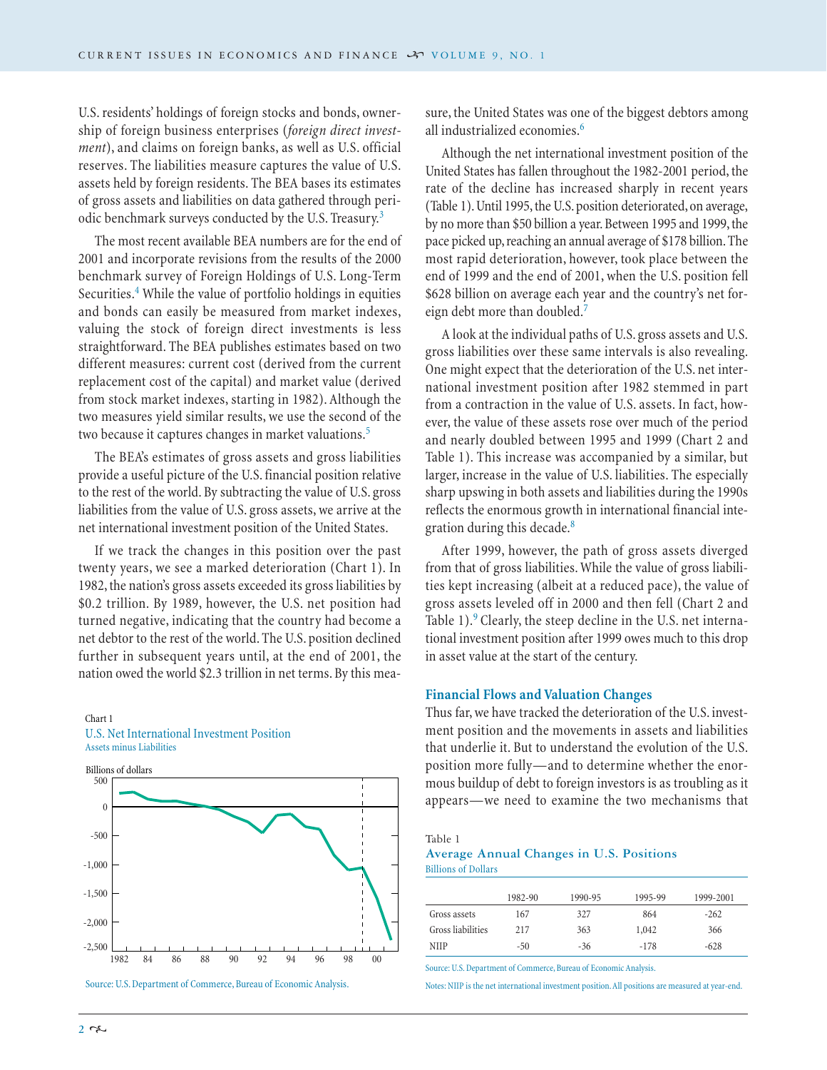U.S. residents' holdings of foreign stocks and bonds, ownership of foreign business enterprises (*foreign direct investment*), and claims on foreign banks, as well as U.S. official reserves. The liabilities measure captures the value of U.S. assets held by foreign residents. The BEA bases its estimates of gross assets and liabilities on data gathered through periodic benchmark surveys conducted by the U.S. Treasury.[3]

The most recent available BEA numbers are for the end of 2001 and incorporate revisions from the results of the 2000 benchmark survey of Foreign Holdings of U.S. Long-Term Securities.[4] While the value of portfolio holdings in equities and bonds can easily be measured from market indexes, valuing the stock of foreign direct investments is less straightforward. The BEA publishes estimates based on two different measures: current cost (derived from the current replacement cost of the capital) and market value (derived from stock market indexes, starting in 1982). Although the two measures yield similar results, we use the second of the two because it captures changes in market valuations.[5]

The BEA's estimates of gross assets and gross liabilities provide a useful picture of the U.S. financial position relative to the rest of the world. By subtracting the value of U.S. gross liabilities from the value of U.S. gross assets, we arrive at the net international investment position of the United States.

If we track the changes in this position over the past twenty years, we see a marked deterioration (Chart 1). In 1982, the nation's gross assets exceeded its gross liabilities by $0.2 trillion. By 1989, however, the U.S. net position had turned negative, indicating that the country had become a net debtor to the rest of the world. The U.S. position declined further in subsequent years until, at the end of 2001, the nation owed the world $2.3 trillion in net terms. By this measure, the United States was one of the biggest debtors among all industrialized economies.[6]

Chart 1
U.S. Net International Investment Position
Assets minus Liabilities

Source: U.S. Department of Commerce, Bureau of Economic Analysis.

Although the net international investment position of the United States has fallen throughout the 1982-2001 period, the rate of the decline has increased sharply in recent years (Table 1). Until 1995, the U.S. position deteriorated, on average, by no more than $50 billion a year. Between 1995 and 1999, the pace picked up, reaching an annual average of $178 billion. The most rapid deterioration, however, took place between the end of 1999 and the end of 2001, when the U.S. position fell $628 billion on average each year and the country's net foreign debt more than doubled.[7]

A look at the individual paths of U.S. gross assets and U.S. gross liabilities over these same intervals is also revealing. One might expect that the deterioration of the U.S. net international investment position after 1982 stemmed in part from a contraction in the value of U.S. assets. In fact, however, the value of these assets rose over much of the period and nearly doubled between 1995 and 1999 (Chart 2 and Table 1). This increase was accompanied by a similar, but larger, increase in the value of U.S. liabilities. The especially sharp upswing in both assets and liabilities during the 1990s reflects the enormous growth in international financial integration during this decade.[8]

After 1999, however, the path of gross assets diverged from that of gross liabilities. While the value of gross liabilities kept increasing (albeit at a reduced pace), the value of gross assets leveled off in 2000 and then fell (Chart 2 and Table 1).[9] Clearly, the steep decline in the U.S. net international investment position after 1999 owes much to this drop in asset value at the start of the century.

## Financial Flows and Valuation Changes

Thus far, we have tracked the deterioration of the U.S. investment position and the movements in assets and liabilities that underlie it. But to understand the evolution of the U.S. position more fully—and to determine whether the enormous buildup of debt to foreign investors is as troubling as it appears—we need to examine the two mechanisms that

Table 1
Average Annual Changes in U.S. Positions
Billions of Dollars

| | 1982-90 | 1990-95 | 1995-99 | 1999-2001 |
|---|---|---|---|---|
| Gross assets | 167 | 327 | 864 | -262 |
| Gross liabilities | 217 | 363 | 1,042 | 366 |
| NIIP | -50 | -36 | -178 | -628 |

Source: U.S. Department of Commerce, Bureau of Economic Analysis.

Notes: NIIP is the net international investment position. All positions are measured at year-end.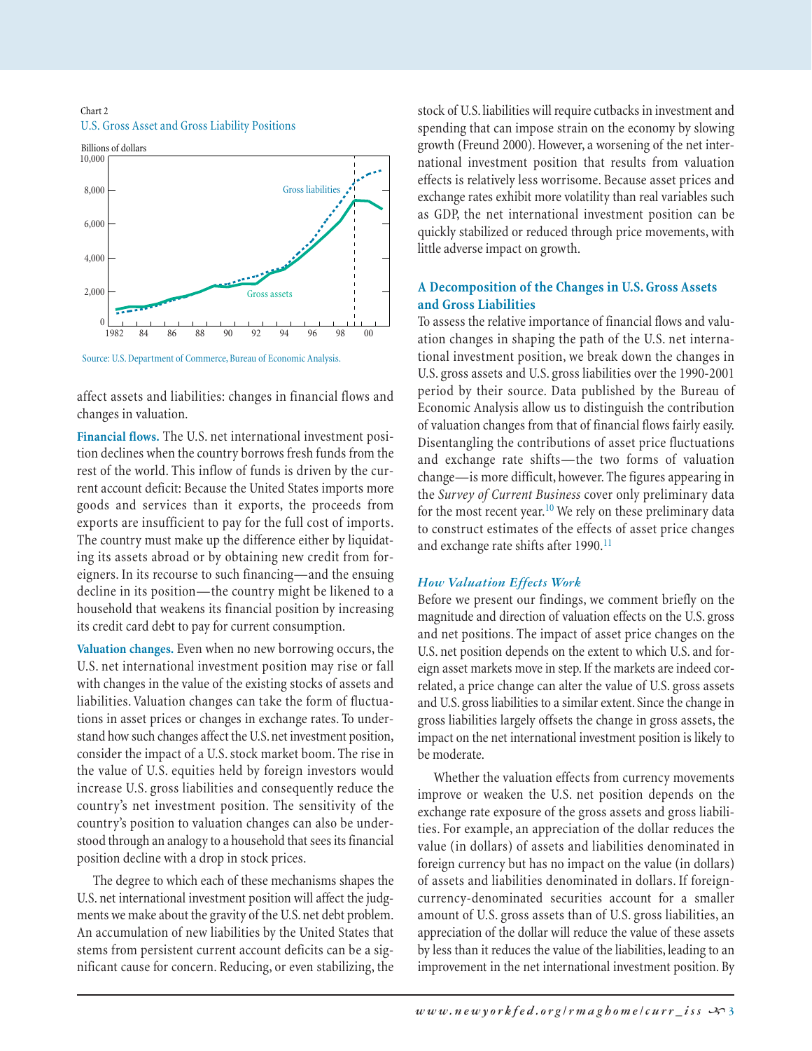Chart 2
U.S. Gross Asset and Gross Liability Positions

Source: U.S. Department of Commerce, Bureau of Economic Analysis.

affect assets and liabilities: changes in financial flows and changes in valuation.

**Financial flows.** The U.S. net international investment position declines when the country borrows fresh funds from the rest of the world. This inflow of funds is driven by the current account deficit: Because the United States imports more goods and services than it exports, the proceeds from exports are insufficient to pay for the full cost of imports. The country must make up the difference either by liquidating its assets abroad or by obtaining new credit from foreigners. In its recourse to such financing—and the ensuing decline in its position—the country might be likened to a household that weakens its financial position by increasing its credit card debt to pay for current consumption.

**Valuation changes.** Even when no new borrowing occurs, the U.S. net international investment position may rise or fall with changes in the value of the existing stocks of assets and liabilities. Valuation changes can take the form of fluctuations in asset prices or changes in exchange rates. To understand how such changes affect the U.S. net investment position, consider the impact of a U.S. stock market boom. The rise in the value of U.S. equities held by foreign investors would increase U.S. gross liabilities and consequently reduce the country's net investment position. The sensitivity of the country's position to valuation changes can also be understood through an analogy to a household that sees its financial position decline with a drop in stock prices.

The degree to which each of these mechanisms shapes the U.S. net international investment position will affect the judgments we make about the gravity of the U.S. net debt problem. An accumulation of new liabilities by the United States that stems from persistent current account deficits can be a significant cause for concern. Reducing, or even stabilizing, the stock of U.S. liabilities will require cutbacks in investment and spending that can impose strain on the economy by slowing growth (Freund 2000). However, a worsening of the net international investment position that results from valuation effects is relatively less worrisome. Because asset prices and exchange rates exhibit more volatility than real variables such as GDP, the net international investment position can be quickly stabilized or reduced through price movements, with little adverse impact on growth.

## A Decomposition of the Changes in U.S. Gross Assets and Gross Liabilities

To assess the relative importance of financial flows and valuation changes in shaping the path of the U.S. net international investment position, we break down the changes in U.S. gross assets and U.S. gross liabilities over the 1990-2001 period by their source. Data published by the Bureau of Economic Analysis allow us to distinguish the contribution of valuation changes from that of financial flows fairly easily. Disentangling the contributions of asset price fluctuations and exchange rate shifts—the two forms of valuation change—is more difficult, however. The figures appearing in the *Survey of Current Business* cover only preliminary data for the most recent year.[10] We rely on these preliminary data to construct estimates of the effects of asset price changes and exchange rate shifts after 1990.[11]

### *How Valuation Effects Work*

Before we present our findings, we comment briefly on the magnitude and direction of valuation effects on the U.S. gross and net positions. The impact of asset price changes on the U.S. net position depends on the extent to which U.S. and foreign asset markets move in step. If the markets are indeed correlated, a price change can alter the value of U.S. gross assets and U.S. gross liabilities to a similar extent. Since the change in gross liabilities largely offsets the change in gross assets, the impact on the net international investment position is likely to be moderate.

Whether the valuation effects from currency movements improve or weaken the U.S. net position depends on the exchange rate exposure of the gross assets and gross liabilities. For example, an appreciation of the dollar reduces the value (in dollars) of assets and liabilities denominated in foreign currency but has no impact on the value (in dollars) of assets and liabilities denominated in dollars. If foreign-currency-denominated securities account for a smaller amount of U.S. gross assets than of U.S. gross liabilities, an appreciation of the dollar will reduce the value of these assets by less than it reduces the value of the liabilities, leading to an improvement in the net international investment position. By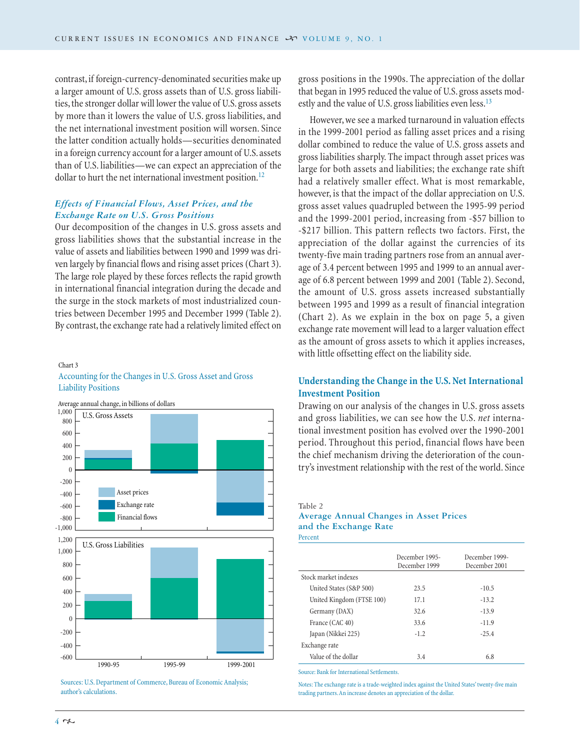contrast, if foreign-currency-denominated securities make up a larger amount of U.S. gross assets than of U.S. gross liabilities, the stronger dollar will lower the value of U.S. gross assets by more than it lowers the value of U.S. gross liabilities, and the net international investment position will worsen. Since the latter condition actually holds—securities denominated in a foreign currency account for a larger amount of U.S. assets than of U.S. liabilities—we can expect an appreciation of the dollar to hurt the net international investment position.[12]

### *Effects of Financial Flows, Asset Prices, and the Exchange Rate on U.S. Gross Positions*

Our decomposition of the changes in U.S. gross assets and gross liabilities shows that the substantial increase in the value of assets and liabilities between 1990 and 1999 was driven largely by financial flows and rising asset prices (Chart 3). The large role played by these forces reflects the rapid growth in international financial integration during the decade and the surge in the stock markets of most industrialized countries between December 1995 and December 1999 (Table 2). By contrast, the exchange rate had a relatively limited effect on gross positions in the 1990s. The appreciation of the dollar that began in 1995 reduced the value of U.S. gross assets modestly and the value of U.S. gross liabilities even less.[13]

However, we see a marked turnaround in valuation effects in the 1999-2001 period as falling asset prices and a rising dollar combined to reduce the value of U.S. gross assets and gross liabilities sharply. The impact through asset prices was large for both assets and liabilities; the exchange rate shift had a relatively smaller effect. What is most remarkable, however, is that the impact of the dollar appreciation on U.S. gross asset values quadrupled between the 1995-99 period and the 1999-2001 period, increasing from -$57 billion to -$217 billion. This pattern reflects two factors. First, the appreciation of the dollar against the currencies of its twenty-five main trading partners rose from an annual average of 3.4 percent between 1995 and 1999 to an annual average of 6.8 percent between 1999 and 2001 (Table 2). Second, the amount of U.S. gross assets increased substantially between 1995 and 1999 as a result of financial integration (Chart 2). As we explain in the box on page 5, a given exchange rate movement will lead to a larger valuation effect as the amount of gross assets to which it applies increases, with little offsetting effect on the liability side.

Chart 3

Accounting for the Changes in U.S. Gross Asset and Gross Liability Positions

Sources: U.S. Department of Commerce, Bureau of Economic Analysis; author's calculations.

## Understanding the Change in the U.S. Net International Investment Position

Drawing on our analysis of the changes in U.S. gross assets and gross liabilities, we can see how the U.S. *net* international investment position has evolved over the 1990-2001 period. Throughout this period, financial flows have been the chief mechanism driving the deterioration of the country's investment relationship with the rest of the world. Since

Table 2

**Average Annual Changes in Asset Prices and the Exchange Rate**

Percent

| | December 1995-December 1999 | December 1999-December 2001 |
|---|---|---|
| Stock market indexes | | |
| United States (S&P 500) | 23.5 | -10.5 |
| United Kingdom (FTSE 100) | 17.1 | -13.2 |
| Germany (DAX) | 32.6 | -13.9 |
| France (CAC 40) | 33.6 | -11.9 |
| Japan (Nikkei 225) | -1.2 | -25.4 |
| Exchange rate | | |
| Value of the dollar | 3.4 | 6.8 |

Source: Bank for International Settlements.

Notes: The exchange rate is a trade-weighted index against the United States' twenty-five main trading partners. An increase denotes an appreciation of the dollar.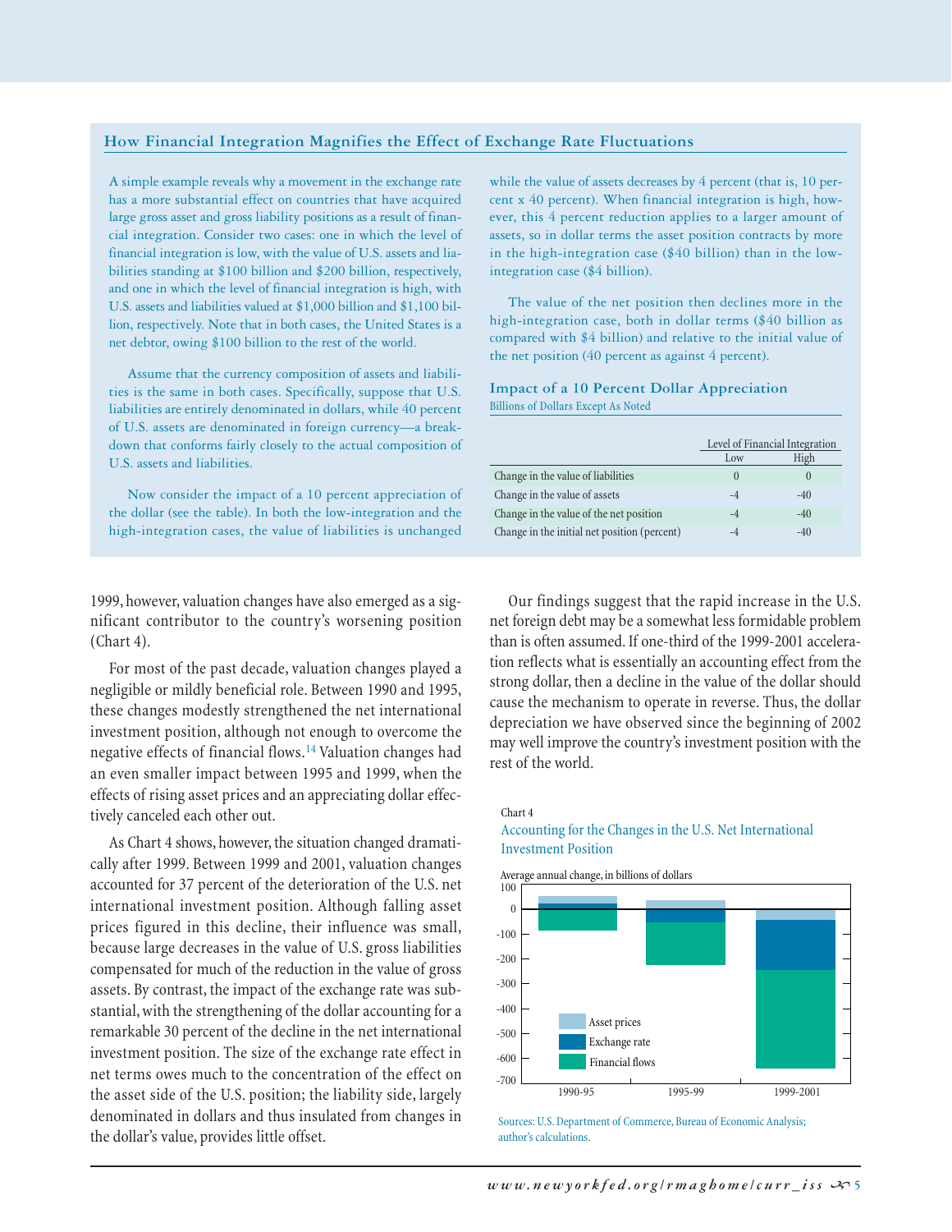## How Financial Integration Magnifies the Effect of Exchange Rate Fluctuations

A simple example reveals why a movement in the exchange rate has a more substantial effect on countries that have acquired large gross asset and gross liability positions as a result of financial integration. Consider two cases: one in which the level of financial integration is low, with the value of U.S. assets and liabilities standing at $100 billion and $200 billion, respectively, and one in which the level of financial integration is high, with U.S. assets and liabilities valued at $1,000 billion and $1,100 billion, respectively. Note that in both cases, the United States is a net debtor, owing $100 billion to the rest of the world.

Assume that the currency composition of assets and liabilities is the same in both cases. Specifically, suppose that U.S. liabilities are entirely denominated in dollars, while 40 percent of U.S. assets are denominated in foreign currency—a breakdown that conforms fairly closely to the actual composition of U.S. assets and liabilities.

Now consider the impact of a 10 percent appreciation of the dollar (see the table). In both the low-integration and the high-integration cases, the value of liabilities is unchanged while the value of assets decreases by 4 percent (that is, 10 percent x 40 percent). When financial integration is high, however, this 4 percent reduction applies to a larger amount of assets, so in dollar terms the asset position contracts by more in the high-integration case ($40 billion) than in the low-integration case ($4 billion).

The value of the net position then declines more in the high-integration case, both in dollar terms ($40 billion as compared with $4 billion) and relative to the initial value of the net position (40 percent as against 4 percent).

### Impact of a 10 Percent Dollar Appreciation

Billions of Dollars Except As Noted

| | Level of Financial Integration | |
|---|---|---|
| | Low | High |
| Change in the value of liabilities | 0 | 0 |
| Change in the value of assets | -4 | -40 |
| Change in the value of the net position | -4 | -40 |
| Change in the initial net position (percent) | -4 | -40 |

1999, however, valuation changes have also emerged as a significant contributor to the country's worsening position (Chart 4).

For most of the past decade, valuation changes played a negligible or mildly beneficial role. Between 1990 and 1995, these changes modestly strengthened the net international investment position, although not enough to overcome the negative effects of financial flows.[14] Valuation changes had an even smaller impact between 1995 and 1999, when the effects of rising asset prices and an appreciating dollar effectively canceled each other out.

As Chart 4 shows, however, the situation changed dramatically after 1999. Between 1999 and 2001, valuation changes accounted for 37 percent of the deterioration of the U.S. net international investment position. Although falling asset prices figured in this decline, their influence was small, because large decreases in the value of U.S. gross liabilities compensated for much of the reduction in the value of gross assets. By contrast, the impact of the exchange rate was substantial, with the strengthening of the dollar accounting for a remarkable 30 percent of the decline in the net international investment position. The size of the exchange rate effect in net terms owes much to the concentration of the effect on the asset side of the U.S. position; the liability side, largely denominated in dollars and thus insulated from changes in the dollar's value, provides little offset.

Our findings suggest that the rapid increase in the U.S. net foreign debt may be a somewhat less formidable problem than is often assumed. If one-third of the 1999-2001 acceleration reflects what is essentially an accounting effect from the strong dollar, then a decline in the value of the dollar should cause the mechanism to operate in reverse. Thus, the dollar depreciation we have observed since the beginning of 2002 may well improve the country's investment position with the rest of the world.

Chart 4

Accounting for the Changes in the U.S. Net International Investment Position

Sources: U.S. Department of Commerce, Bureau of Economic Analysis; author's calculations.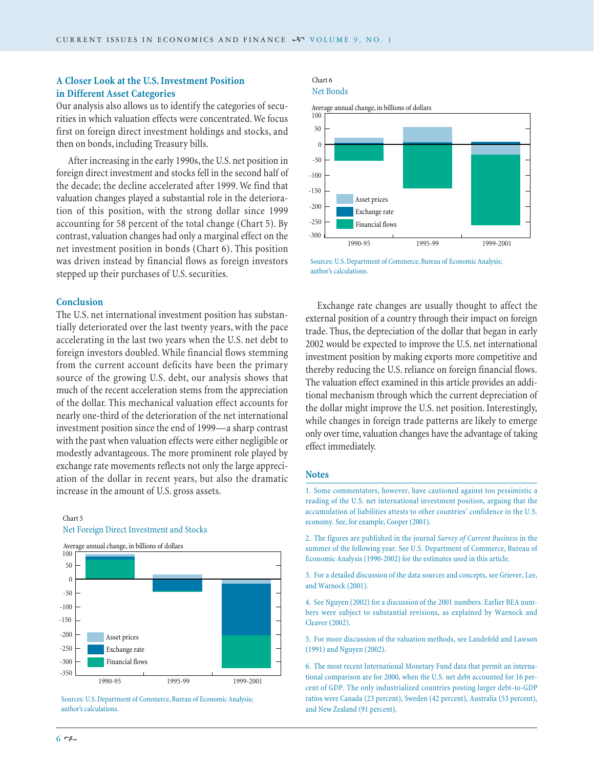## A Closer Look at the U.S. Investment Position in Different Asset Categories

Our analysis also allows us to identify the categories of securities in which valuation effects were concentrated. We focus first on foreign direct investment holdings and stocks, and then on bonds, including Treasury bills.

After increasing in the early 1990s, the U.S. net position in foreign direct investment and stocks fell in the second half of the decade; the decline accelerated after 1999. We find that valuation changes played a substantial role in the deterioration of this position, with the strong dollar since 1999 accounting for 58 percent of the total change (Chart 5). By contrast, valuation changes had only a marginal effect on the net investment position in bonds (Chart 6). This position was driven instead by financial flows as foreign investors stepped up their purchases of U.S. securities.

## Conclusion

The U.S. net international investment position has substantially deteriorated over the last twenty years, with the pace accelerating in the last two years when the U.S. net debt to foreign investors doubled. While financial flows stemming from the current account deficits have been the primary source of the growing U.S. debt, our analysis shows that much of the recent acceleration stems from the appreciation of the dollar. This mechanical valuation effect accounts for nearly one-third of the deterioration of the net international investment position since the end of 1999—a sharp contrast with the past when valuation effects were either negligible or modestly advantageous. The more prominent role played by exchange rate movements reflects not only the large appreciation of the dollar in recent years, but also the dramatic increase in the amount of U.S. gross assets.

Chart 5
Net Foreign Direct Investment and Stocks

Average annual change, in billions of dollars

Sources: U.S. Department of Commerce, Bureau of Economic Analysis; author's calculations.

Chart 6
Net Bonds

Average annual change, in billions of dollars

Sources: U.S. Department of Commerce, Bureau of Economic Analysis; author's calculations.

Exchange rate changes are usually thought to affect the external position of a country through their impact on foreign trade. Thus, the depreciation of the dollar that began in early 2002 would be expected to improve the U.S. net international investment position by making exports more competitive and thereby reducing the U.S. reliance on foreign financial flows. The valuation effect examined in this article provides an additional mechanism through which the current depreciation of the dollar might improve the U.S. net position. Interestingly, while changes in foreign trade patterns are likely to emerge only over time, valuation changes have the advantage of taking effect immediately.

## Notes

1. Some commentators, however, have cautioned against too pessimistic a reading of the U.S. net international investment position, arguing that the accumulation of liabilities attests to other countries' confidence in the U.S. economy. See, for example, Cooper (2001).

2. The figures are published in the journal *Survey of Current Business* in the summer of the following year. See U.S. Department of Commerce, Bureau of Economic Analysis (1990-2002) for the estimates used in this article.

3. For a detailed discussion of the data sources and concepts, see Griever, Lee, and Warnock (2001).

4. See Nguyen (2002) for a discussion of the 2001 numbers. Earlier BEA numbers were subject to substantial revisions, as explained by Warnock and Cleaver (2002).

5. For more discussion of the valuation methods, see Landefeld and Lawson (1991) and Nguyen (2002).

6. The most recent International Monetary Fund data that permit an international comparison are for 2000, when the U.S. net debt accounted for 16 percent of GDP. The only industrialized countries posting larger debt-to-GDP ratios were Canada (23 percent), Sweden (42 percent), Australia (53 percent), and New Zealand (91 percent).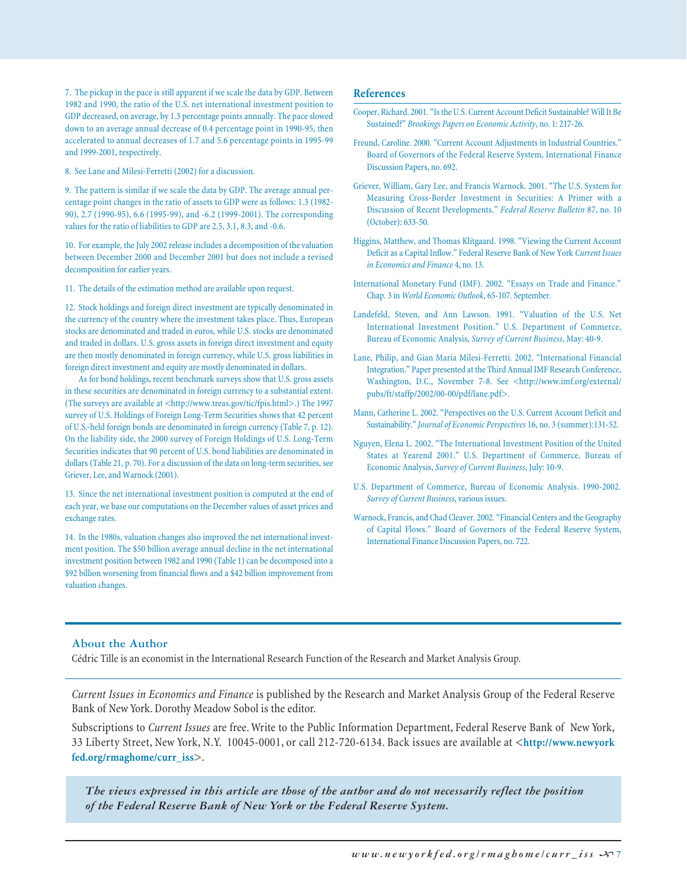7. The pickup in the pace is still apparent if we scale the data by GDP. Between 1982 and 1990, the ratio of the U.S. net international investment position to GDP decreased, on average, by 1.3 percentage points annually. The pace slowed down to an average annual decrease of 0.4 percentage point in 1990-95, then accelerated to annual decreases of 1.7 and 5.6 percentage points in 1995-99 and 1999-2001, respectively.

8. See Lane and Milesi-Ferretti (2002) for a discussion.

9. The pattern is similar if we scale the data by GDP. The average annual percentage point changes in the ratio of assets to GDP were as follows: 1.3 (1982-90), 2.7 (1990-95), 6.6 (1995-99), and -6.2 (1999-2001). The corresponding values for the ratio of liabilities to GDP are 2.5, 3.1, 8.3, and -0.6.

10. For example, the July 2002 release includes a decomposition of the valuation between December 2000 and December 2001 but does not include a revised decomposition for earlier years.

11. The details of the estimation method are available upon request.

12. Stock holdings and foreign direct investment are typically denominated in the currency of the country where the investment takes place. Thus, European stocks are denominated and traded in euros, while U.S. stocks are denominated and traded in dollars. U.S. gross assets in foreign direct investment and equity are then mostly denominated in foreign currency, while U.S. gross liabilities in foreign direct investment and equity are mostly denominated in dollars.

As for bond holdings, recent benchmark surveys show that U.S. gross assets in these securities are denominated in foreign currency to a substantial extent. (The surveys are available at <http://www.treas.gov/tic/fpis.html>.) The 1997 survey of U.S. Holdings of Foreign Long-Term Securities shows that 42 percent of U.S.-held foreign bonds are denominated in foreign currency (Table 7, p. 12). On the liability side, the 2000 survey of Foreign Holdings of U.S. Long-Term Securities indicates that 90 percent of U.S. bond liabilities are denominated in dollars (Table 21, p. 70). For a discussion of the data on long-term securities, see Griever, Lee, and Warnock (2001).

13. Since the net international investment position is computed at the end of each year, we base our computations on the December values of asset prices and exchange rates.

14. In the 1980s, valuation changes also improved the net international investment position. The $50 billion average annual decline in the net international investment position between 1982 and 1990 (Table 1) can be decomposed into a $92 billion worsening from financial flows and a $42 billion improvement from valuation changes.

## References

Cooper, Richard. 2001. "Is the U.S. Current Account Deficit Sustainable? Will It Be Sustained?" *Brookings Papers on Economic Activity*, no. 1: 217-26.

Freund, Caroline. 2000. "Current Account Adjustments in Industrial Countries." Board of Governors of the Federal Reserve System, International Finance Discussion Papers, no. 692.

Griever, William, Gary Lee, and Francis Warnock. 2001. "The U.S. System for Measuring Cross-Border Investment in Securities: A Primer with a Discussion of Recent Developments." *Federal Reserve Bulletin* 87, no. 10 (October): 633-50.

Higgins, Matthew, and Thomas Klitgaard. 1998. "Viewing the Current Account Deficit as a Capital Inflow." Federal Reserve Bank of New York *Current Issues in Economics and Finance* 4, no. 13.

International Monetary Fund (IMF). 2002. "Essays on Trade and Finance." Chap. 3 in *World Economic Outlook*, 65-107. September.

Landefeld, Steven, and Ann Lawson. 1991. "Valuation of the U.S. Net International Investment Position." U.S. Department of Commerce, Bureau of Economic Analysis, *Survey of Current Business*, May: 40-9.

Lane, Philip, and Gian Maria Milesi-Ferretti. 2002. "International Financial Integration." Paper presented at the Third Annual IMF Research Conference, Washington, D.C., November 7-8. See <http://www.imf.org/external/pubs/ft/staffp/2002/00-00/pdf/lane.pdf>.

Mann, Catherine L. 2002. "Perspectives on the U.S. Current Account Deficit and Sustainability." *Journal of Economic Perspectives* 16, no. 3 (summer):131-52.

Nguyen, Elena L. 2002. "The International Investment Position of the United States at Yearend 2001." U.S. Department of Commerce, Bureau of Economic Analysis, *Survey of Current Business*, July: 10-9.

U.S. Department of Commerce, Bureau of Economic Analysis. 1990-2002. *Survey of Current Business*, various issues.

Warnock, Francis, and Chad Cleaver. 2002. "Financial Centers and the Geography of Capital Flows." Board of Governors of the Federal Reserve System, International Finance Discussion Papers, no. 722.

## About the Author

Cédric Tille is an economist in the International Research Function of the Research and Market Analysis Group.

*Current Issues in Economics and Finance* is published by the Research and Market Analysis Group of the Federal Reserve Bank of New York. Dorothy Meadow Sobol is the editor.

Subscriptions to *Current Issues* are free. Write to the Public Information Department, Federal Reserve Bank of New York, 33 Liberty Street, New York, N.Y. 10045-0001, or call 212-720-6134. Back issues are available at <**http://www.newyorkfed.org/rmaghome/curr_iss**>.

***The views expressed in this article are those of the author and do not necessarily reflect the position of the Federal Reserve Bank of New York or the Federal Reserve System.***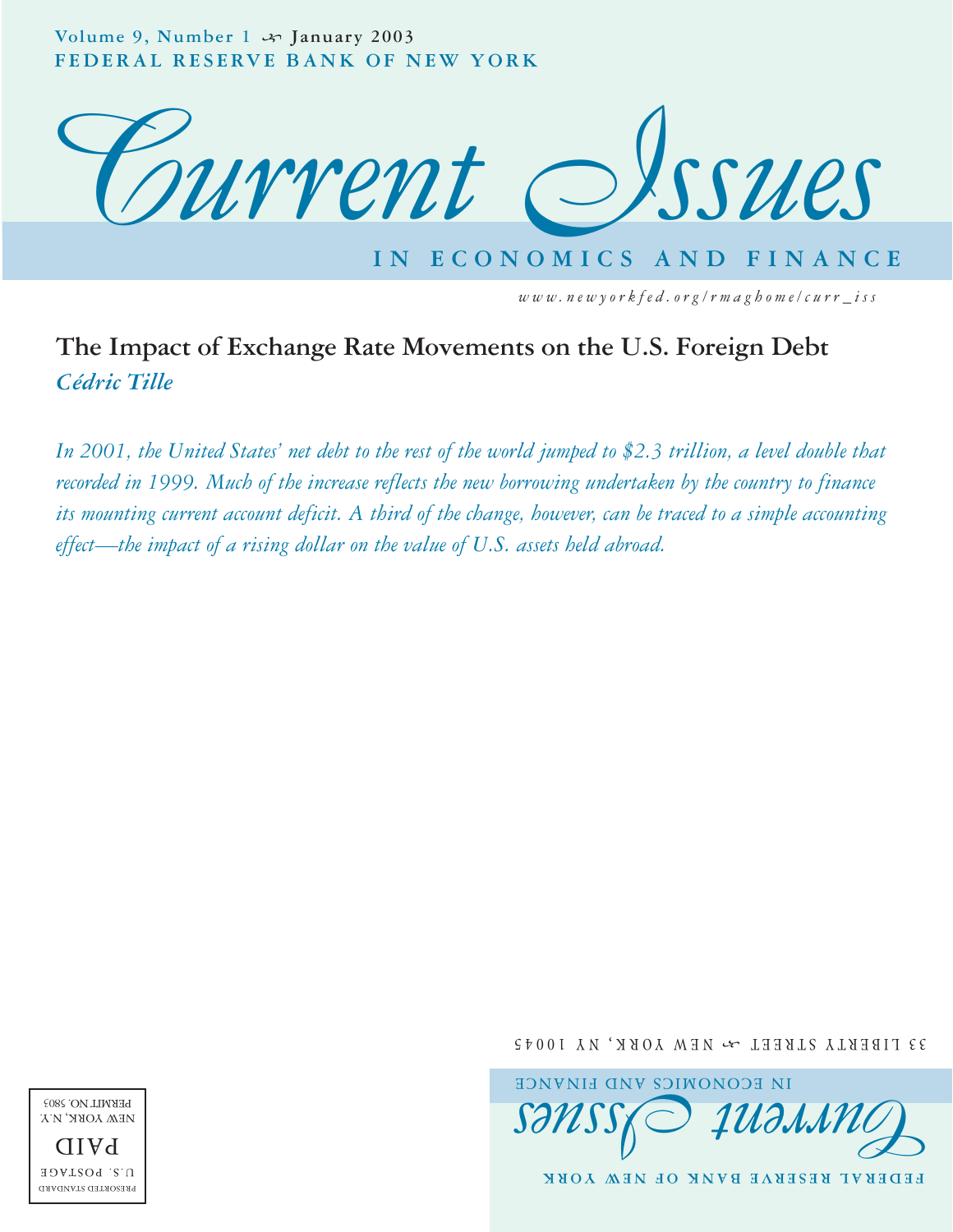Volume 9, Number 1 ❧ January 2003
**FEDERAL RESERVE BANK OF NEW YORK**

# Current Issues

IN ECONOMICS AND FINANCE

*www.newyorkfed.org/rmaghome/curr_iss*

## The Impact of Exchange Rate Movements on the U.S. Foreign Debt

***Cédric Tille***

*In 2001, the United States' net debt to the rest of the world jumped to $2.3 trillion, a level double that recorded in 1999. Much of the increase reflects the new borrowing undertaken by the country to finance its mounting current account deficit. A third of the change, however, can be traced to a simple accounting effect—the impact of a rising dollar on the value of U.S. assets held abroad.*

33 LIBERTY STREET ❧ NEW YORK, NY 10045

FEDERAL RESERVE BANK OF NEW YORK

Current Issues

IN ECONOMICS AND FINANCE

PRESORTED STANDARD
U.S. POSTAGE
PAID
NEW YORK, N.Y.
PERMIT NO. 5803